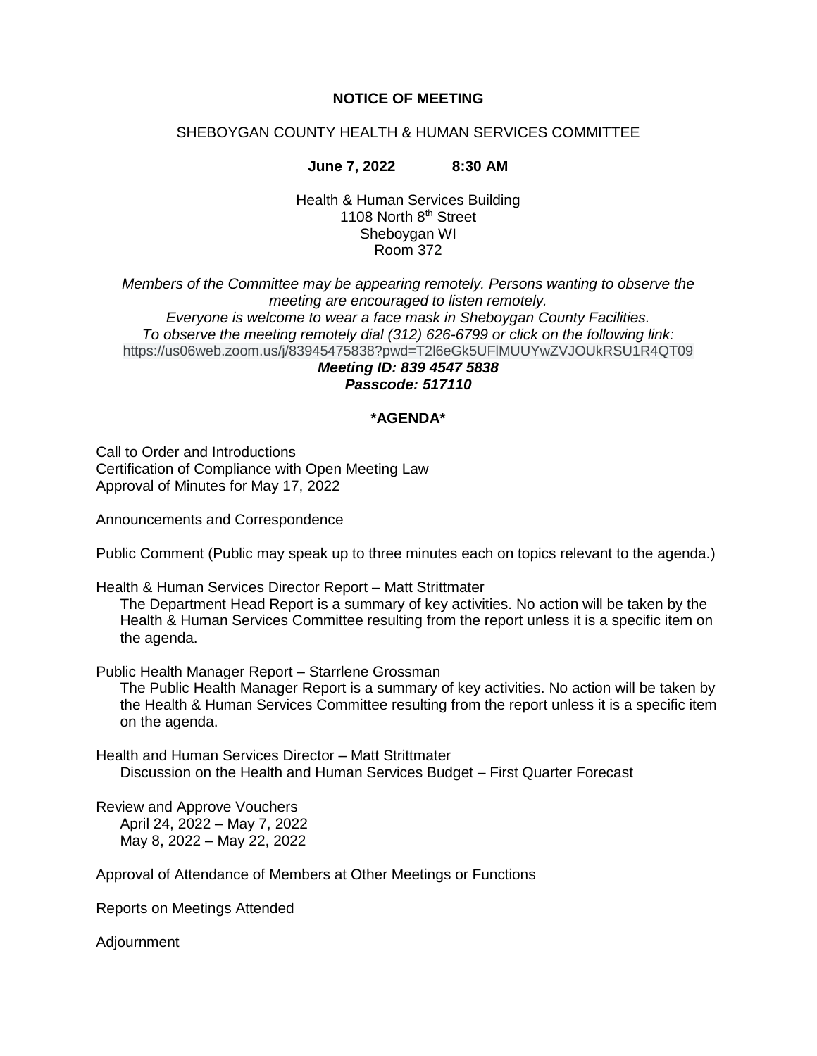**NOTICE OF MEETING**

SHEBOYGAN COUNTY HEALTH & HUMAN SERVICES COMMITTEE

**June 7, 2022 8:30 AM**

Health & Human Services Building
1108 North 8th Street
Sheboygan WI
Room 372

*Members of the Committee may be appearing remotely. Persons wanting to observe the meeting are encouraged to listen remotely.*
*Everyone is welcome to wear a face mask in Sheboygan County Facilities.*
*To observe the meeting remotely dial (312) 626-6799 or click on the following link:*
https://us06web.zoom.us/j/83945475838?pwd=T2l6eGk5UFlMUUYwZVJOUkRSU1R4QT09
***Meeting ID: 839 4547 5838***
***Passcode: 517110***

**\*AGENDA\***

Call to Order and Introductions
Certification of Compliance with Open Meeting Law
Approval of Minutes for May 17, 2022

Announcements and Correspondence

Public Comment (Public may speak up to three minutes each on topics relevant to the agenda.)

Health & Human Services Director Report – Matt Strittmater
The Department Head Report is a summary of key activities. No action will be taken by the Health & Human Services Committee resulting from the report unless it is a specific item on the agenda.

Public Health Manager Report – Starrlene Grossman
The Public Health Manager Report is a summary of key activities. No action will be taken by the Health & Human Services Committee resulting from the report unless it is a specific item on the agenda.

Health and Human Services Director – Matt Strittmater
Discussion on the Health and Human Services Budget – First Quarter Forecast

Review and Approve Vouchers
April 24, 2022 – May 7, 2022
May 8, 2022 – May 22, 2022

Approval of Attendance of Members at Other Meetings or Functions

Reports on Meetings Attended

Adjournment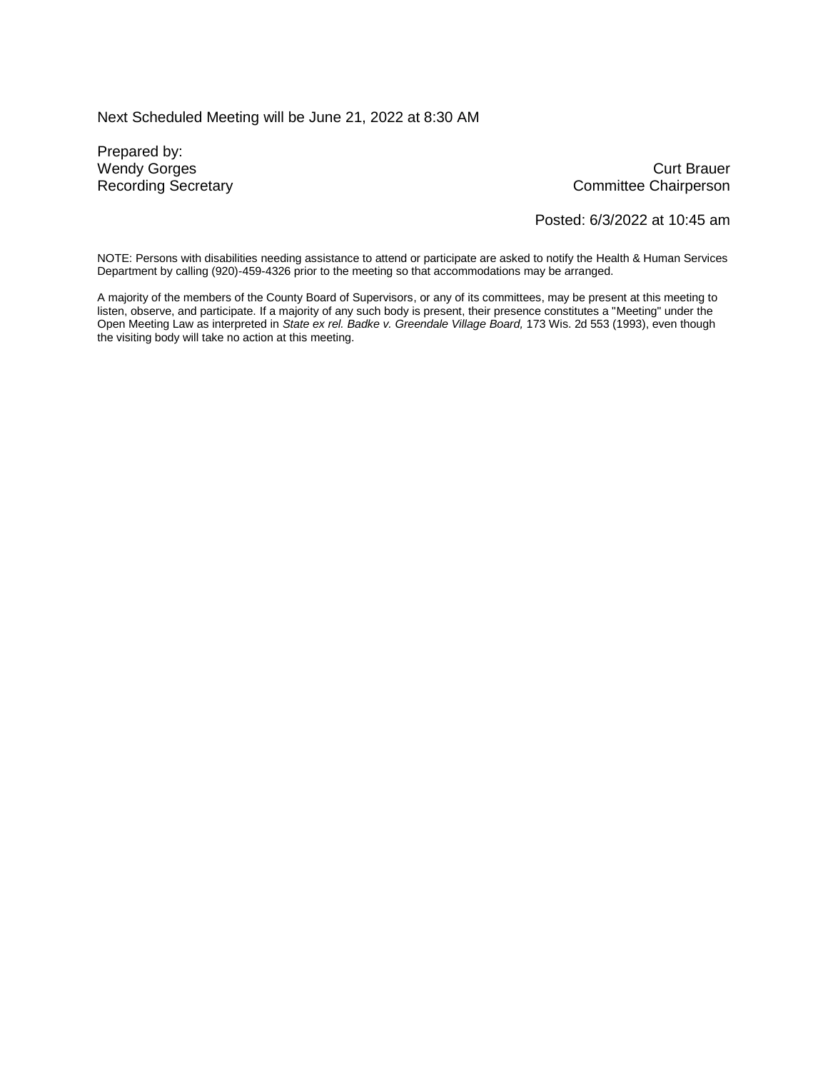Next Scheduled Meeting will be June 21, 2022 at 8:30 AM

Prepared by:
Wendy Gorges
Recording Secretary

Curt Brauer
Committee Chairperson

Posted: 6/3/2022 at 10:45 am

NOTE: Persons with disabilities needing assistance to attend or participate are asked to notify the Health & Human Services Department by calling (920)-459-4326 prior to the meeting so that accommodations may be arranged.

A majority of the members of the County Board of Supervisors, or any of its committees, may be present at this meeting to listen, observe, and participate. If a majority of any such body is present, their presence constitutes a "Meeting" under the Open Meeting Law as interpreted in *State ex rel. Badke v. Greendale Village Board,* 173 Wis. 2d 553 (1993), even though the visiting body will take no action at this meeting.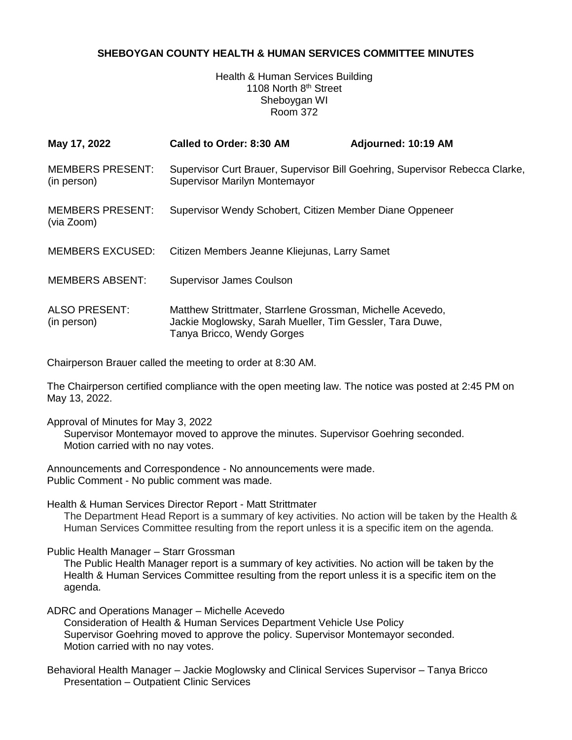**SHEBOYGAN COUNTY HEALTH & HUMAN SERVICES COMMITTEE MINUTES**

Health & Human Services Building
1108 North 8th Street
Sheboygan WI
Room 372

| **May 17, 2022** | **Called to Order: 8:30 AM** | **Adjourned: 10:19 AM** |
|---|---|---|

| | |
|---|---|
| MEMBERS PRESENT: (in person) | Supervisor Curt Brauer, Supervisor Bill Goehring, Supervisor Rebecca Clarke, Supervisor Marilyn Montemayor |
| MEMBERS PRESENT: (via Zoom) | Supervisor Wendy Schobert, Citizen Member Diane Oppeneer |
| MEMBERS EXCUSED: | Citizen Members Jeanne Kliejunas, Larry Samet |
| MEMBERS ABSENT: | Supervisor James Coulson |
| ALSO PRESENT: (in person) | Matthew Strittmater, Starrlene Grossman, Michelle Acevedo, Jackie Moglowsky, Sarah Mueller, Tim Gessler, Tara Duwe, Tanya Bricco, Wendy Gorges |

Chairperson Brauer called the meeting to order at 8:30 AM.

The Chairperson certified compliance with the open meeting law. The notice was posted at 2:45 PM on May 13, 2022.

Approval of Minutes for May 3, 2022
Supervisor Montemayor moved to approve the minutes. Supervisor Goehring seconded.
Motion carried with no nay votes.

Announcements and Correspondence - No announcements were made.
Public Comment - No public comment was made.

Health & Human Services Director Report - Matt Strittmater
The Department Head Report is a summary of key activities. No action will be taken by the Health & Human Services Committee resulting from the report unless it is a specific item on the agenda.

Public Health Manager – Starr Grossman
The Public Health Manager report is a summary of key activities. No action will be taken by the Health & Human Services Committee resulting from the report unless it is a specific item on the agenda.

ADRC and Operations Manager – Michelle Acevedo
Consideration of Health & Human Services Department Vehicle Use Policy
Supervisor Goehring moved to approve the policy. Supervisor Montemayor seconded.
Motion carried with no nay votes.

Behavioral Health Manager – Jackie Moglowsky and Clinical Services Supervisor – Tanya Bricco
Presentation – Outpatient Clinic Services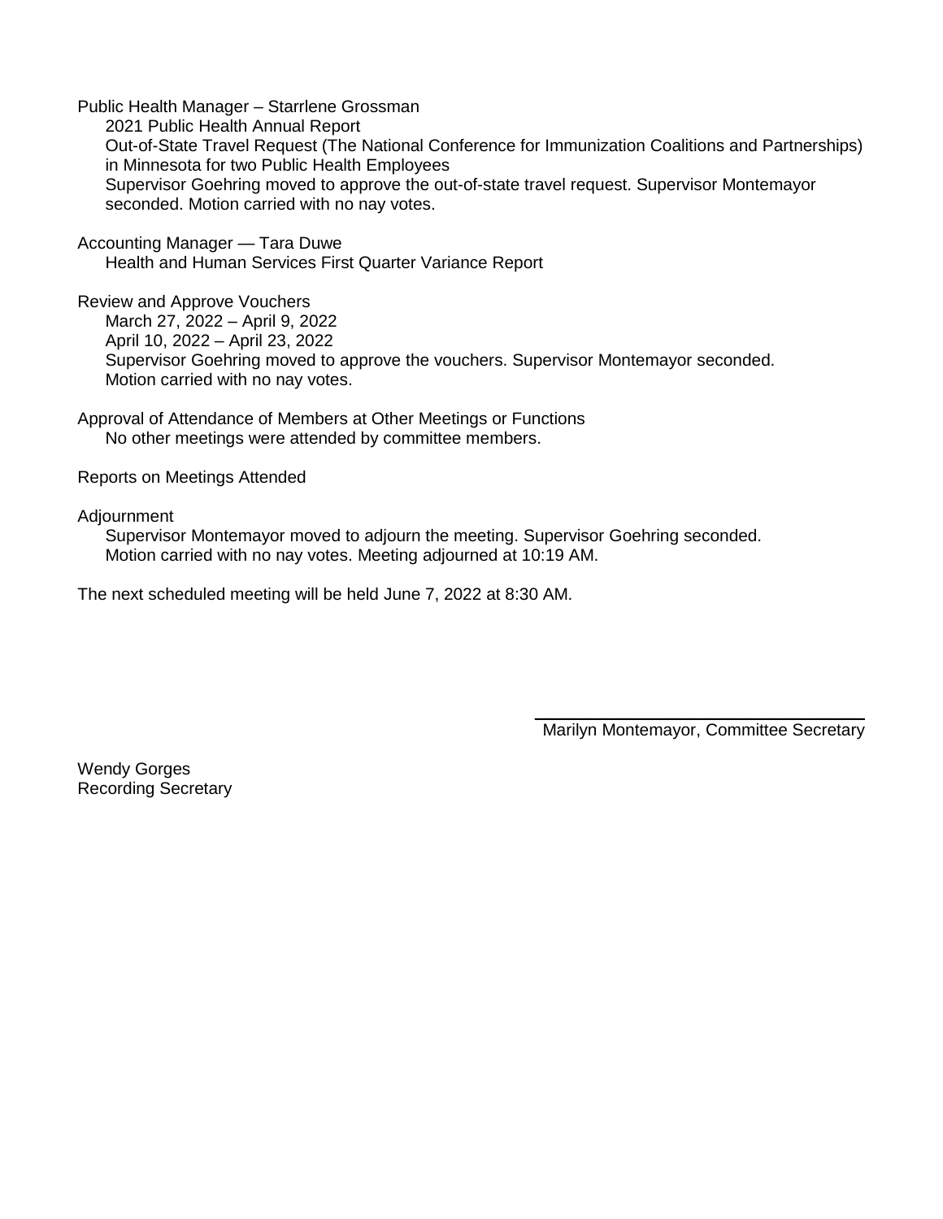Public Health Manager – Starrlene Grossman

2021 Public Health Annual Report

Out-of-State Travel Request (The National Conference for Immunization Coalitions and Partnerships) in Minnesota for two Public Health Employees

Supervisor Goehring moved to approve the out-of-state travel request. Supervisor Montemayor seconded. Motion carried with no nay votes.

Accounting Manager — Tara Duwe

Health and Human Services First Quarter Variance Report

Review and Approve Vouchers

March 27, 2022 – April 9, 2022

April 10, 2022 – April 23, 2022

Supervisor Goehring moved to approve the vouchers. Supervisor Montemayor seconded. Motion carried with no nay votes.

Approval of Attendance of Members at Other Meetings or Functions

No other meetings were attended by committee members.

Reports on Meetings Attended

Adjournment

Supervisor Montemayor moved to adjourn the meeting. Supervisor Goehring seconded. Motion carried with no nay votes. Meeting adjourned at 10:19 AM.

The next scheduled meeting will be held June 7, 2022 at 8:30 AM.

Marilyn Montemayor, Committee Secretary

Wendy Gorges
Recording Secretary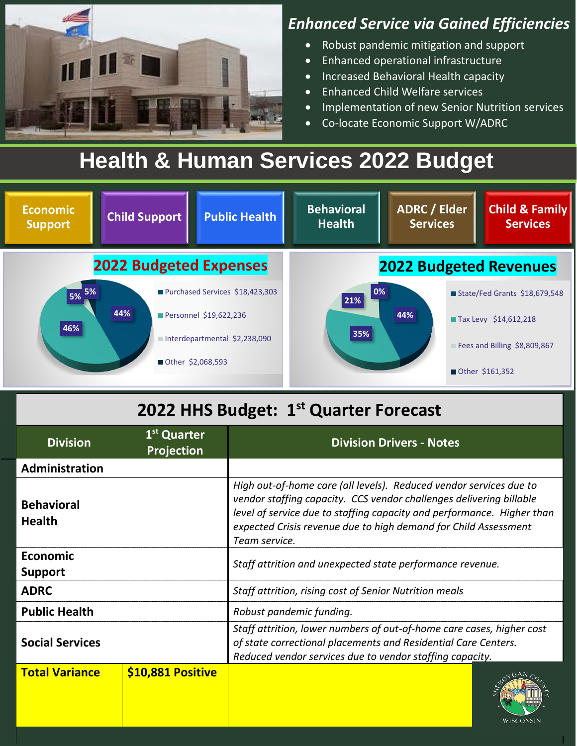## Enhanced Service via Gained Efficiencies

- Robust pandemic mitigation and support
- Enhanced operational infrastructure
- Increased Behavioral Health capacity
- Enhanced Child Welfare services
- Implementation of new Senior Nutrition services
- Co-locate Economic Support W/ADRC

# Health & Human Services 2022 Budget

Economic Support | Child Support | Public Health | Behavioral Health | ADRC / Elder Services | Child & Family Services

## 2022 Budgeted Expenses

5%
5%
44%
46%

Purchased Services $18,423,303
Personnel $19,622,236
Interdepartmental $2,238,090
Other $2,068,593

## 2022 Budgeted Revenues

0%
21%
44%
35%

State/Fed Grants $18,679,548
Tax Levy $14,612,218
Fees and Billing $8,809,867
Other $161,352

## 2022 HHS Budget: 1st Quarter Forecast

| Division | 1st Quarter Projection | Division Drivers - Notes |
|---|---|---|
| **Administration** | | |
| **Behavioral Health** | | *High out-of-home care (all levels). Reduced vendor services due to vendor staffing capacity. CCS vendor challenges delivering billable level of service due to staffing capacity and performance. Higher than expected Crisis revenue due to high demand for Child Assessment Team service.* |
| **Economic Support** | | *Staff attrition and unexpected state performance revenue.* |
| **ADRC** | | *Staff attrition, rising cost of Senior Nutrition meals* |
| **Public Health** | | *Robust pandemic funding.* |
| **Social Services** | | *Staff attrition, lower numbers of out-of-home care cases, higher cost of state correctional placements and Residential Care Centers. Reduced vendor services due to vendor staffing capacity.* |
| **Total Variance** | **$10,881 Positive** | |

SHEBOYGAN COUNTY
WISCONSIN